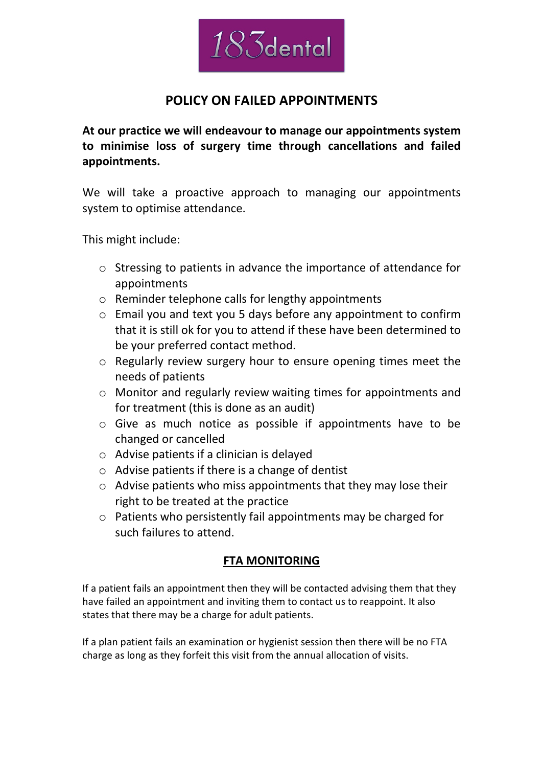183dental

# POLICY ON FAILED APPOINTMENTS

**At our practice we will endeavour to manage our appointments system to minimise loss of surgery time through cancellations and failed appointments.**

We will take a proactive approach to managing our appointments system to optimise attendance.

This might include:

- Stressing to patients in advance the importance of attendance for appointments
- Reminder telephone calls for lengthy appointments
- Email you and text you 5 days before any appointment to confirm that it is still ok for you to attend if these have been determined to be your preferred contact method.
- Regularly review surgery hour to ensure opening times meet the needs of patients
- Monitor and regularly review waiting times for appointments and for treatment (this is done as an audit)
- Give as much notice as possible if appointments have to be changed or cancelled
- Advise patients if a clinician is delayed
- Advise patients if there is a change of dentist
- Advise patients who miss appointments that they may lose their right to be treated at the practice
- Patients who persistently fail appointments may be charged for such failures to attend.

## FTA MONITORING

If a patient fails an appointment then they will be contacted advising them that they have failed an appointment and inviting them to contact us to reappoint. It also states that there may be a charge for adult patients.

If a plan patient fails an examination or hygienist session then there will be no FTA charge as long as they forfeit this visit from the annual allocation of visits.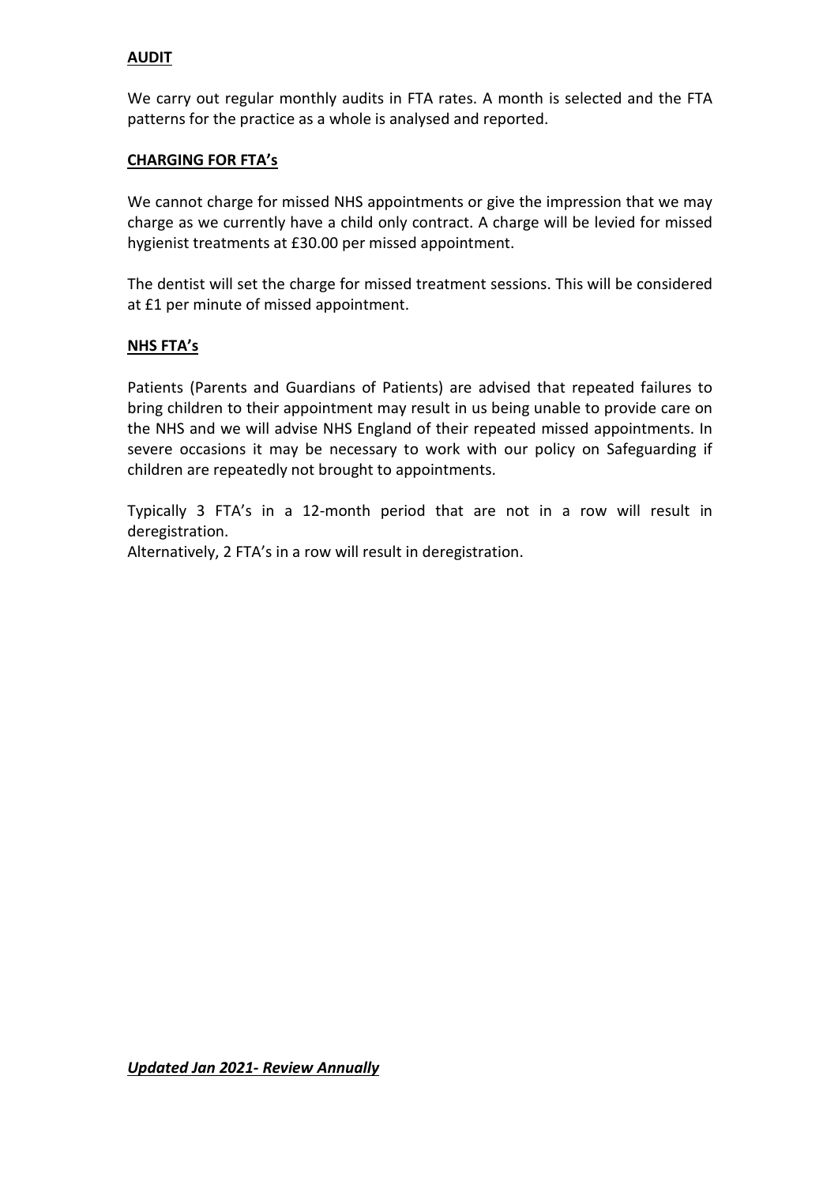## AUDIT

We carry out regular monthly audits in FTA rates. A month is selected and the FTA patterns for the practice as a whole is analysed and reported.

## CHARGING FOR FTA's

We cannot charge for missed NHS appointments or give the impression that we may charge as we currently have a child only contract. A charge will be levied for missed hygienist treatments at £30.00 per missed appointment.

The dentist will set the charge for missed treatment sessions. This will be considered at £1 per minute of missed appointment.

## NHS FTA's

Patients (Parents and Guardians of Patients) are advised that repeated failures to bring children to their appointment may result in us being unable to provide care on the NHS and we will advise NHS England of their repeated missed appointments. In severe occasions it may be necessary to work with our policy on Safeguarding if children are repeatedly not brought to appointments.

Typically 3 FTA's in a 12-month period that are not in a row will result in deregistration.
Alternatively, 2 FTA's in a row will result in deregistration.

***Updated Jan 2021- Review Annually***